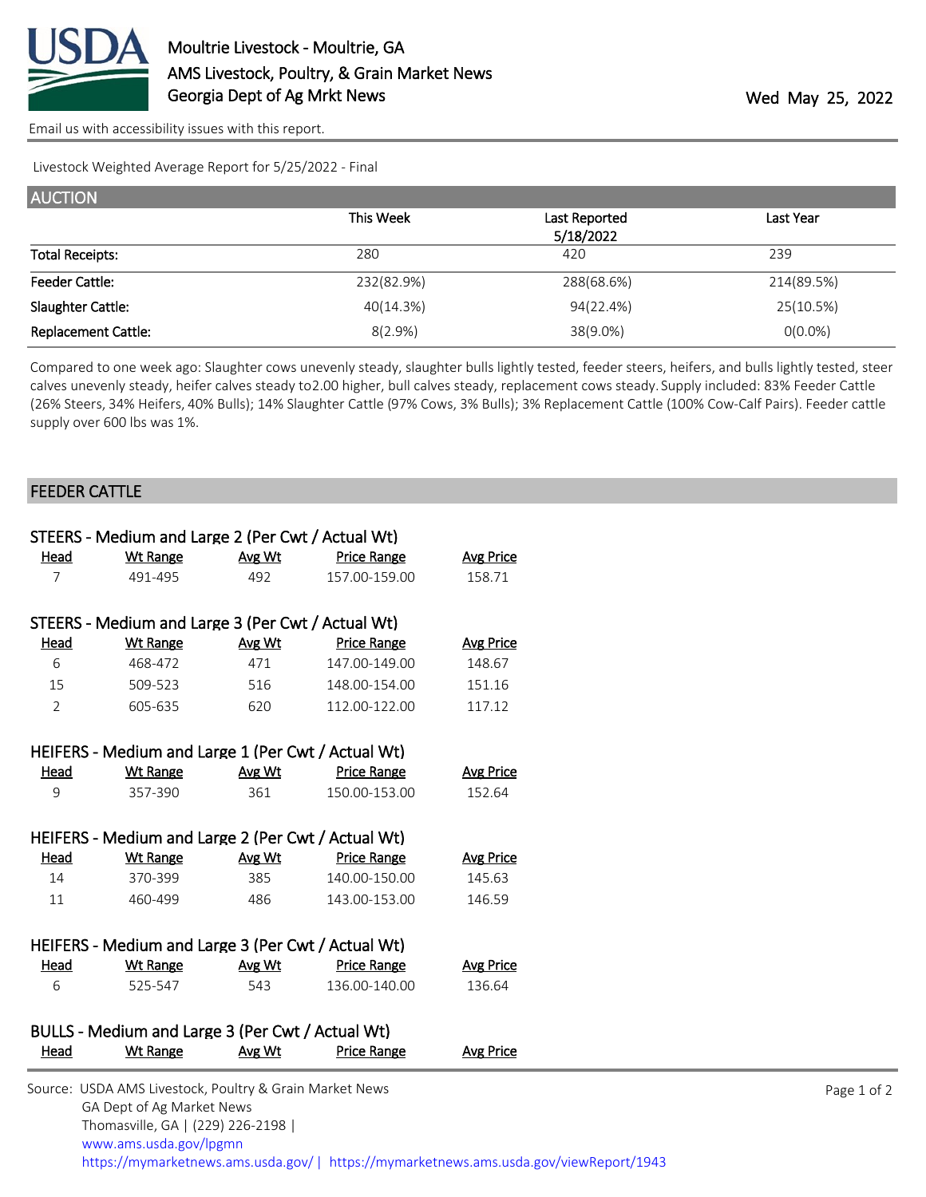Moultrie Livestock - Moultrie, GA
AMS Livestock, Poultry, & Grain Market News
Georgia Dept of Ag Mrkt News

Wed May 25, 2022

Email us with accessibility issues with this report.

Livestock Weighted Average Report for 5/25/2022 - Final

## AUCTION

| | This Week | Last Reported 5/18/2022 | Last Year |
|---|---|---|---|
| Total Receipts: | 280 | 420 | 239 |
| Feeder Cattle: | 232(82.9%) | 288(68.6%) | 214(89.5%) |
| Slaughter Cattle: | 40(14.3%) | 94(22.4%) | 25(10.5%) |
| Replacement Cattle: | 8(2.9%) | 38(9.0%) | 0(0.0%) |

Compared to one week ago: Slaughter cows unevenly steady, slaughter bulls lightly tested, feeder steers, heifers, and bulls lightly tested, steer calves unevenly steady, heifer calves steady to2.00 higher, bull calves steady, replacement cows steady. Supply included: 83% Feeder Cattle (26% Steers, 34% Heifers, 40% Bulls); 14% Slaughter Cattle (97% Cows, 3% Bulls); 3% Replacement Cattle (100% Cow-Calf Pairs). Feeder cattle supply over 600 lbs was 1%.

## FEEDER CATTLE

### STEERS - Medium and Large 2 (Per Cwt / Actual Wt)

| Head | Wt Range | Avg Wt | Price Range | Avg Price |
|---|---|---|---|---|
| 7 | 491-495 | 492 | 157.00-159.00 | 158.71 |

### STEERS - Medium and Large 3 (Per Cwt / Actual Wt)

| Head | Wt Range | Avg Wt | Price Range | Avg Price |
|---|---|---|---|---|
| 6 | 468-472 | 471 | 147.00-149.00 | 148.67 |
| 15 | 509-523 | 516 | 148.00-154.00 | 151.16 |
| 2 | 605-635 | 620 | 112.00-122.00 | 117.12 |

### HEIFERS - Medium and Large 1 (Per Cwt / Actual Wt)

| Head | Wt Range | Avg Wt | Price Range | Avg Price |
|---|---|---|---|---|
| 9 | 357-390 | 361 | 150.00-153.00 | 152.64 |

### HEIFERS - Medium and Large 2 (Per Cwt / Actual Wt)

| Head | Wt Range | Avg Wt | Price Range | Avg Price |
|---|---|---|---|---|
| 14 | 370-399 | 385 | 140.00-150.00 | 145.63 |
| 11 | 460-499 | 486 | 143.00-153.00 | 146.59 |

### HEIFERS - Medium and Large 3 (Per Cwt / Actual Wt)

| Head | Wt Range | Avg Wt | Price Range | Avg Price |
|---|---|---|---|---|
| 6 | 525-547 | 543 | 136.00-140.00 | 136.64 |

### BULLS - Medium and Large 3 (Per Cwt / Actual Wt)

| Head | Wt Range | Avg Wt | Price Range | Avg Price |
|---|---|---|---|---|

Source: USDA AMS Livestock, Poultry & Grain Market News
GA Dept of Ag Market News
Thomasville, GA | (229) 226-2198 |
www.ams.usda.gov/lpgmn
https://mymarketnews.ams.usda.gov/ | https://mymarketnews.ams.usda.gov/viewReport/1943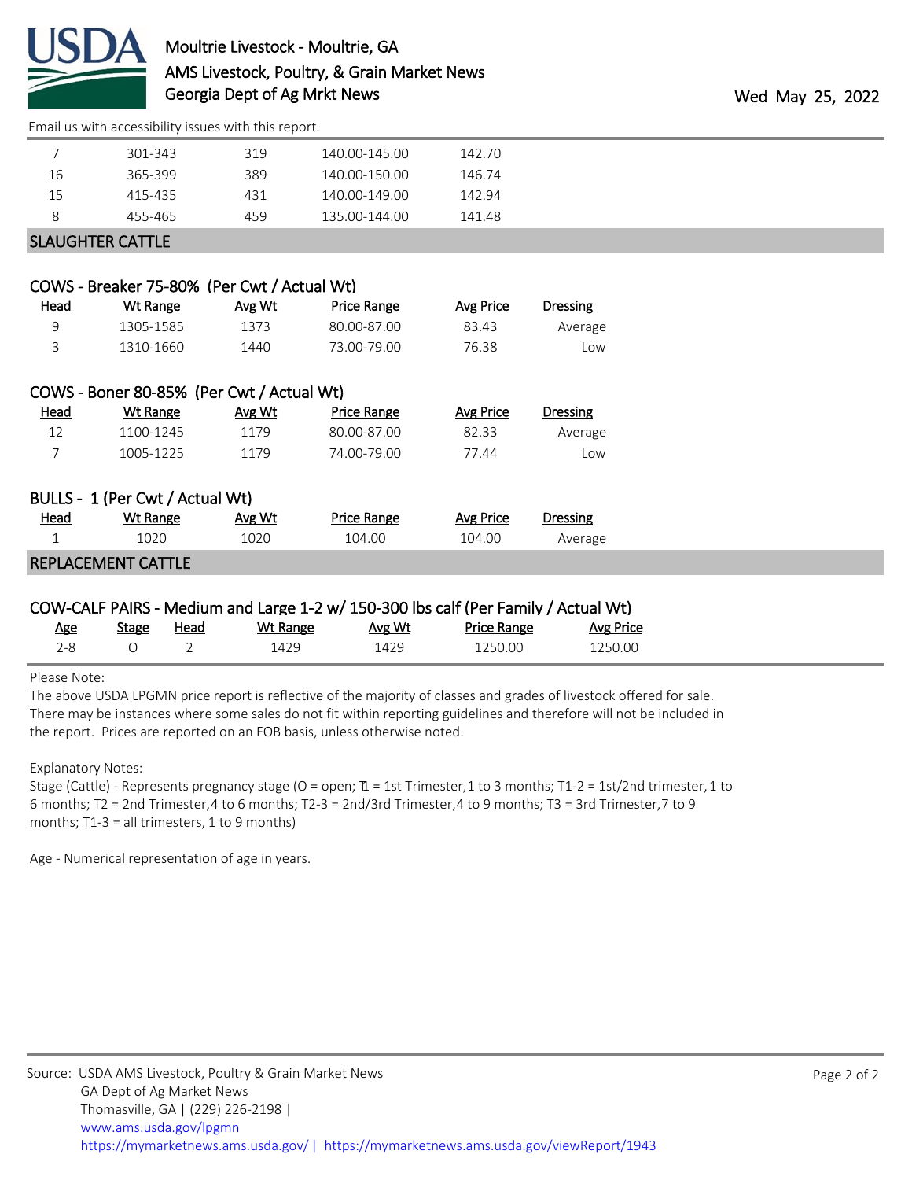Email us with accessibility issues with this report.

| | | | | |
|---|---|---|---|---|
| 7 | 301-343 | 319 | 140.00-145.00 | 142.70 |
| 16 | 365-399 | 389 | 140.00-150.00 | 146.74 |
| 15 | 415-435 | 431 | 140.00-149.00 | 142.94 |
| 8 | 455-465 | 459 | 135.00-144.00 | 141.48 |

## SLAUGHTER CATTLE

### COWS - Breaker 75-80% (Per Cwt / Actual Wt)

| Head | Wt Range | Avg Wt | Price Range | Avg Price | Dressing |
|---|---|---|---|---|---|
| 9 | 1305-1585 | 1373 | 80.00-87.00 | 83.43 | Average |
| 3 | 1310-1660 | 1440 | 73.00-79.00 | 76.38 | Low |

### COWS - Boner 80-85% (Per Cwt / Actual Wt)

| Head | Wt Range | Avg Wt | Price Range | Avg Price | Dressing |
|---|---|---|---|---|---|
| 12 | 1100-1245 | 1179 | 80.00-87.00 | 82.33 | Average |
| 7 | 1005-1225 | 1179 | 74.00-79.00 | 77.44 | Low |

### BULLS - 1 (Per Cwt / Actual Wt)

| Head | Wt Range | Avg Wt | Price Range | Avg Price | Dressing |
|---|---|---|---|---|---|
| 1 | 1020 | 1020 | 104.00 | 104.00 | Average |

## REPLACEMENT CATTLE

### COW-CALF PAIRS - Medium and Large 1-2 w/ 150-300 lbs calf (Per Family / Actual Wt)

| Age | Stage | Head | Wt Range | Avg Wt | Price Range | Avg Price |
|---|---|---|---|---|---|---|
| 2-8 | O | 2 | 1429 | 1429 | 1250.00 | 1250.00 |

Please Note:
The above USDA LPGMN price report is reflective of the majority of classes and grades of livestock offered for sale. There may be instances where some sales do not fit within reporting guidelines and therefore will not be included in the report. Prices are reported on an FOB basis, unless otherwise noted.

Explanatory Notes:
Stage (Cattle) - Represents pregnancy stage (O = open; T1 = 1st Trimester,1 to 3 months; T1-2 = 1st/2nd trimester, 1 to 6 months; T2 = 2nd Trimester,4 to 6 months; T2-3 = 2nd/3rd Trimester,4 to 9 months; T3 = 3rd Trimester,7 to 9 months; T1-3 = all trimesters, 1 to 9 months)

Age - Numerical representation of age in years.

Source: USDA AMS Livestock, Poultry & Grain Market News
GA Dept of Ag Market News
Thomasville, GA | (229) 226-2198 |
www.ams.usda.gov/lpgmn
https://mymarketnews.ams.usda.gov/ | https://mymarketnews.ams.usda.gov/viewReport/1943